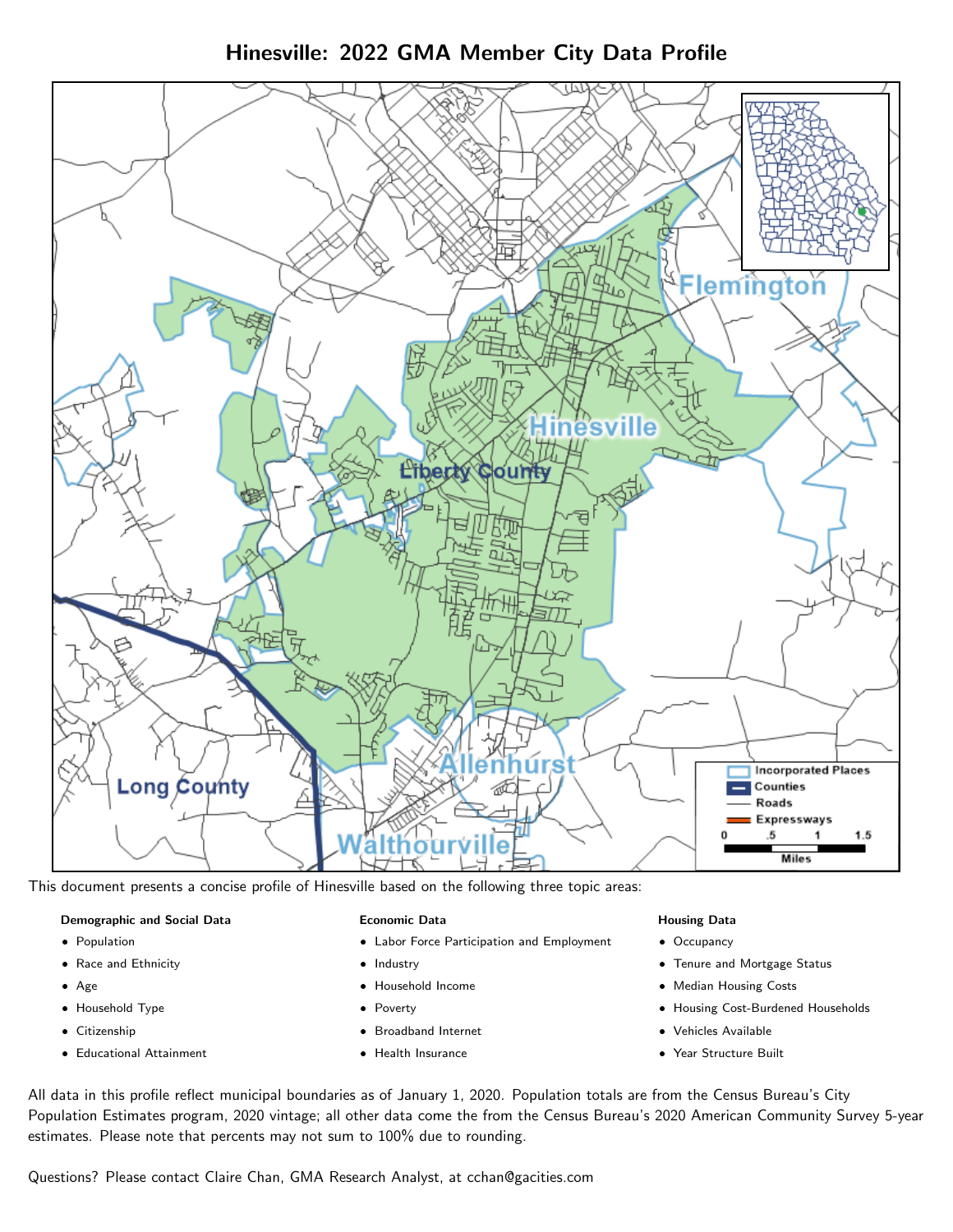# Hinesville: 2022 GMA Member City Data Profile

This document presents a concise profile of Hinesville based on the following three topic areas:

**Demographic and Social Data**

- Population
- Race and Ethnicity
- Age
- Household Type
- Citizenship
- Educational Attainment

**Economic Data**

- Labor Force Participation and Employment
- Industry
- Household Income
- Poverty
- Broadband Internet
- Health Insurance

**Housing Data**

- Occupancy
- Tenure and Mortgage Status
- Median Housing Costs
- Housing Cost-Burdened Households
- Vehicles Available
- Year Structure Built

All data in this profile reflect municipal boundaries as of January 1, 2020. Population totals are from the Census Bureau's City Population Estimates program, 2020 vintage; all other data come the from the Census Bureau's 2020 American Community Survey 5-year estimates. Please note that percents may not sum to 100% due to rounding.

Questions? Please contact Claire Chan, GMA Research Analyst, at cchan@gacities.com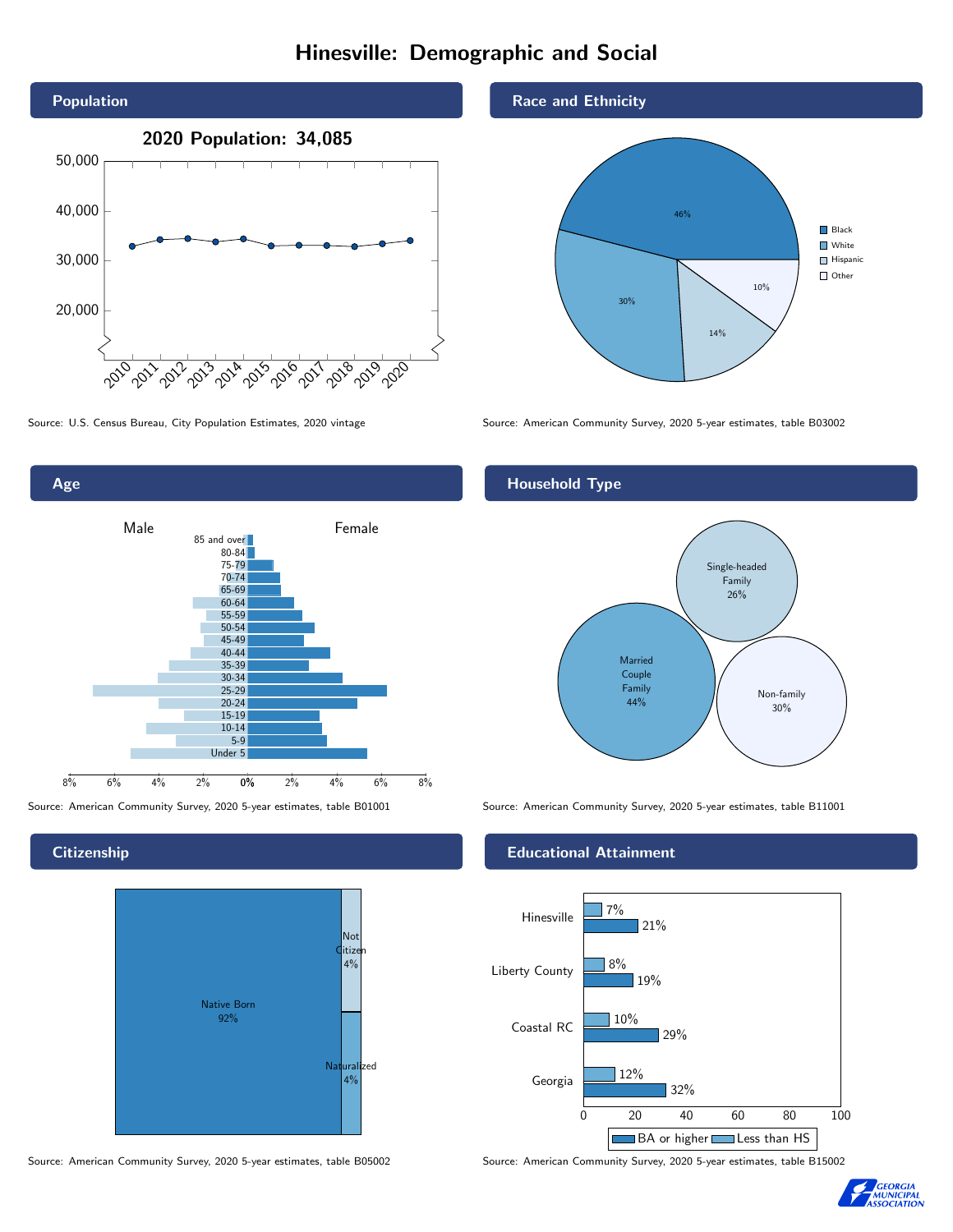# Hinesville: Demographic and Social

## Population

**2020 Population: 34,085**

Source: U.S. Census Bureau, City Population Estimates, 2020 vintage

## Race and Ethnicity

| Race/Ethnicity | Percent |
|---|---|
| Black | 46% |
| White | 30% |
| Hispanic | 14% |
| Other | 10% |

Source: American Community Survey, 2020 5-year estimates, table B03002

## Age

Source: American Community Survey, 2020 5-year estimates, table B01001

## Household Type

| Household Type | Percent |
|---|---|
| Married Couple Family | 44% |
| Single-headed Family | 26% |
| Non-family | 30% |

Source: American Community Survey, 2020 5-year estimates, table B11001

## Citizenship

| Citizenship | Percent |
|---|---|
| Native Born | 92% |
| Not Citizen | 4% |
| Naturalized | 4% |

Source: American Community Survey, 2020 5-year estimates, table B05002

## Educational Attainment

| Area | Less than HS | BA or higher |
|---|---|---|
| Hinesville | 7% | 21% |
| Liberty County | 8% | 19% |
| Coastal RC | 10% | 29% |
| Georgia | 12% | 32% |

Source: American Community Survey, 2020 5-year estimates, table B15002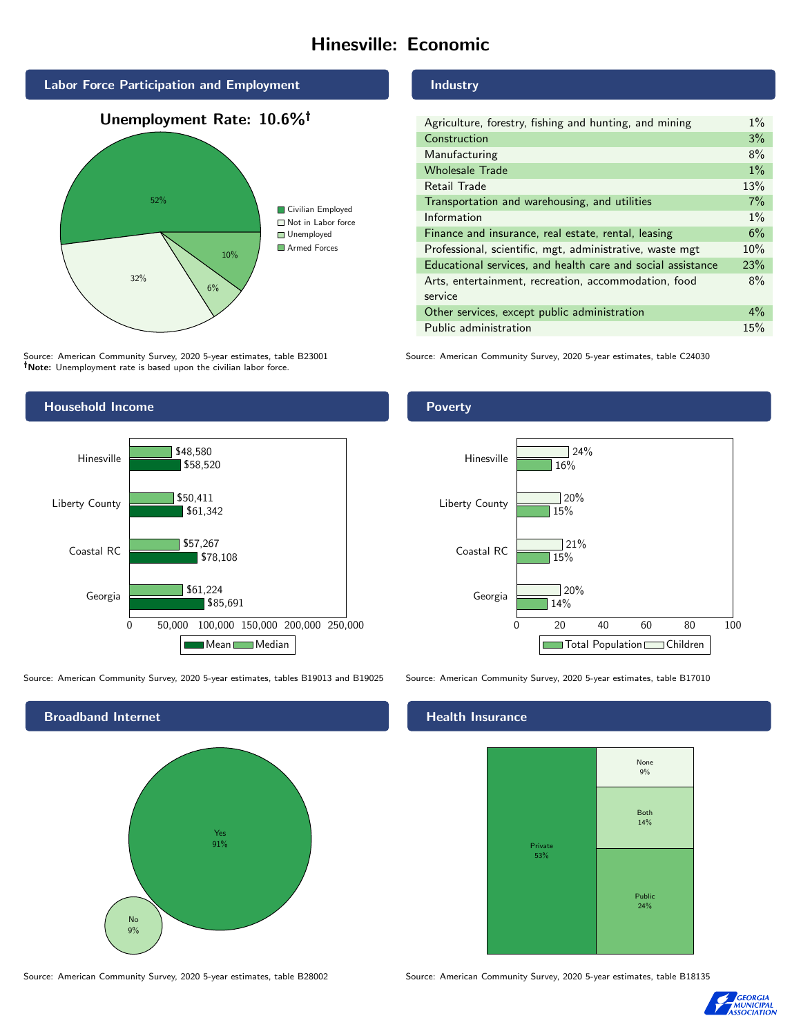# Hinesville: Economic

## Labor Force Participation and Employment

**Unemployment Rate: 10.6%†**

| Category | Percent |
| --- | --- |
| Civilian Employed | 52% |
| Not in Labor force | 32% |
| Unemployed | 6% |
| Armed Forces | 10% |

Source: American Community Survey, 2020 5-year estimates, table B23001
**†Note:** Unemployment rate is based upon the civilian labor force.

## Industry

| Industry | Percent |
| --- | --- |
| Agriculture, forestry, fishing and hunting, and mining | 1% |
| Construction | 3% |
| Manufacturing | 8% |
| Wholesale Trade | 1% |
| Retail Trade | 13% |
| Transportation and warehousing, and utilities | 7% |
| Information | 1% |
| Finance and insurance, real estate, rental, leasing | 6% |
| Professional, scientific, mgt, administrative, waste mgt | 10% |
| Educational services, and health care and social assistance | 23% |
| Arts, entertainment, recreation, accommodation, food service | 8% |
| Other services, except public administration | 4% |
| Public administration | 15% |

Source: American Community Survey, 2020 5-year estimates, table C24030

## Household Income

| Area | Median | Mean |
| --- | --- | --- |
| Hinesville | $48,580 | $58,520 |
| Liberty County | $50,411 | $61,342 |
| Coastal RC | $57,267 | $78,108 |
| Georgia | $61,224 | $85,691 |

Source: American Community Survey, 2020 5-year estimates, tables B19013 and B19025

## Poverty

| Area | Children | Total Population |
| --- | --- | --- |
| Hinesville | 24% | 16% |
| Liberty County | 20% | 15% |
| Coastal RC | 21% | 15% |
| Georgia | 20% | 14% |

Source: American Community Survey, 2020 5-year estimates, table B17010

## Broadband Internet

| Response | Percent |
| --- | --- |
| Yes | 91% |
| No | 9% |

Source: American Community Survey, 2020 5-year estimates, table B28002

## Health Insurance

| Type | Percent |
| --- | --- |
| Private | 53% |
| Public | 24% |
| Both | 14% |
| None | 9% |

Source: American Community Survey, 2020 5-year estimates, table B18135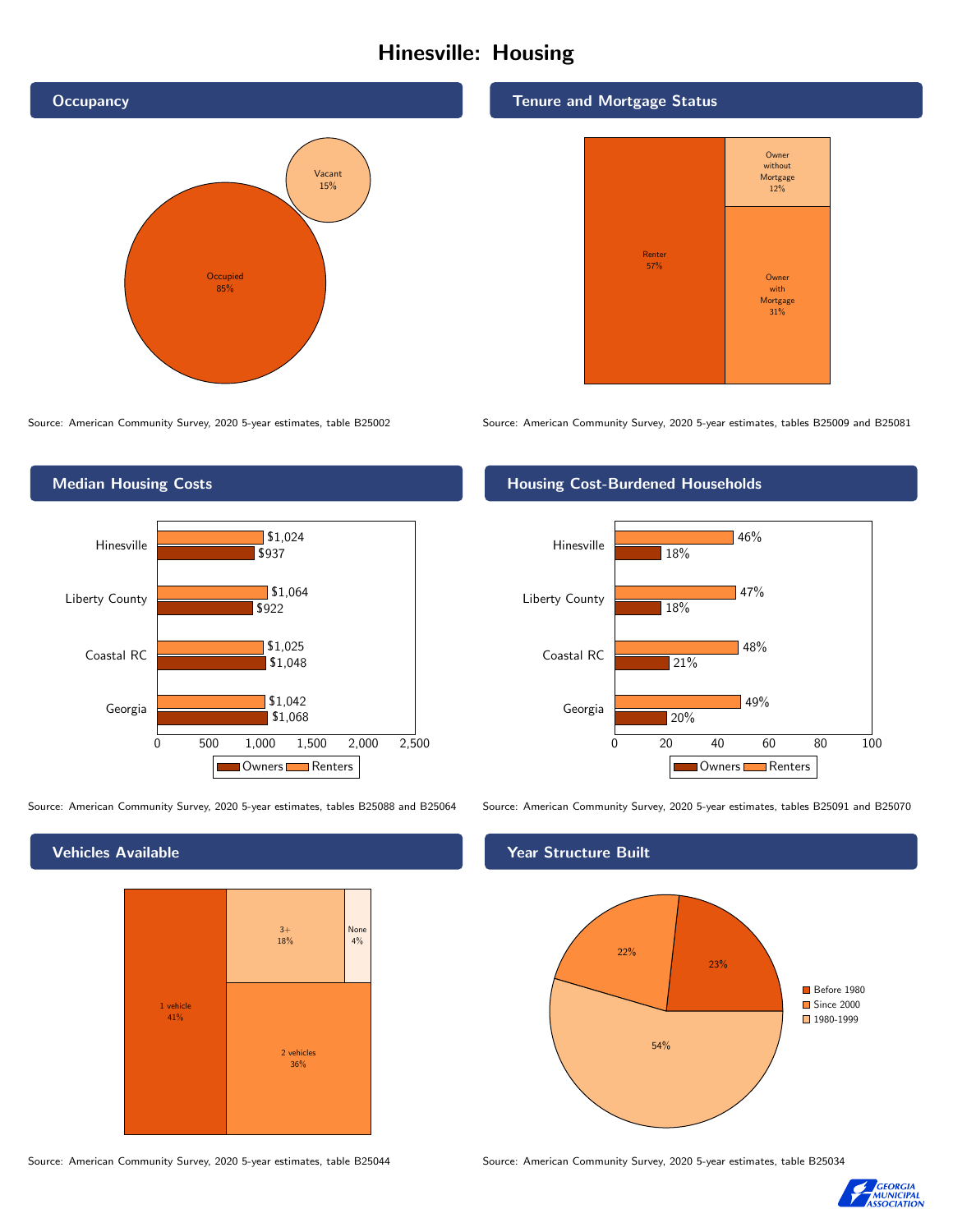# Hinesville: Housing

## Occupancy

Vacant
15%

Occupied
85%

Source: American Community Survey, 2020 5-year estimates, table B25002

## Tenure and Mortgage Status

Renter
57%

Owner without Mortgage
12%

Owner with Mortgage
31%

Source: American Community Survey, 2020 5-year estimates, tables B25009 and B25081

## Median Housing Costs

Hinesville
$1,024
$937

Liberty County
$1,064
$922

Coastal RC
$1,025
$1,048

Georgia
$1,042
$1,068

0 500 1,000 1,500 2,000 2,500

Owners Renters

Source: American Community Survey, 2020 5-year estimates, tables B25088 and B25064

## Housing Cost-Burdened Households

Hinesville
46%
18%

Liberty County
47%
18%

Coastal RC
48%
21%

Georgia
49%
20%

0 20 40 60 80 100

Owners Renters

Source: American Community Survey, 2020 5-year estimates, tables B25091 and B25070

## Vehicles Available

1 vehicle
41%

3+
18%

None
4%

2 vehicles
36%

Source: American Community Survey, 2020 5-year estimates, table B25044

## Year Structure Built

23%
22%
54%

Before 1980
Since 2000
1980-1999

Source: American Community Survey, 2020 5-year estimates, table B25034